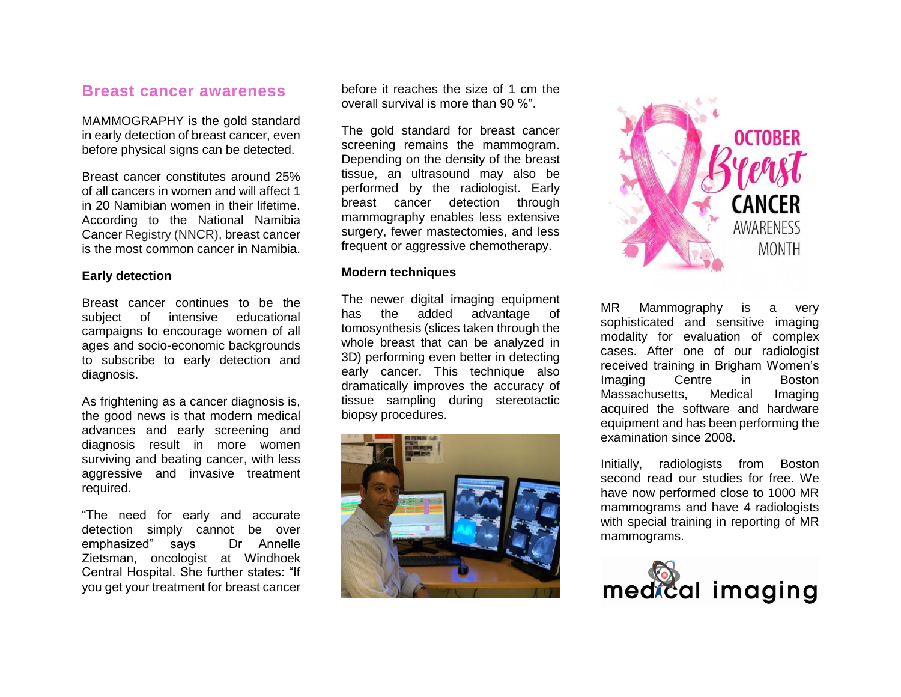## Breast cancer awareness

MAMMOGRAPHY is the gold standard in early detection of breast cancer, even before physical signs can be detected.

Breast cancer constitutes around 25% of all cancers in women and will affect 1 in 20 Namibian women in their lifetime. According to the National Namibia Cancer Registry (NNCR), breast cancer is the most common cancer in Namibia.

**Early detection**

Breast cancer continues to be the subject of intensive educational campaigns to encourage women of all ages and socio-economic backgrounds to subscribe to early detection and diagnosis.

As frightening as a cancer diagnosis is, the good news is that modern medical advances and early screening and diagnosis result in more women surviving and beating cancer, with less aggressive and invasive treatment required.

"The need for early and accurate detection simply cannot be over emphasized" says Dr Annelle Zietsman, oncologist at Windhoek Central Hospital. She further states: "If you get your treatment for breast cancer before it reaches the size of 1 cm the overall survival is more than 90 %".

The gold standard for breast cancer screening remains the mammogram. Depending on the density of the breast tissue, an ultrasound may also be performed by the radiologist. Early breast cancer detection through mammography enables less extensive surgery, fewer mastectomies, and less frequent or aggressive chemotherapy.

**Modern techniques**

The newer digital imaging equipment has the added advantage of tomosynthesis (slices taken through the whole breast that can be analyzed in 3D) performing even better in detecting early cancer. This technique also dramatically improves the accuracy of tissue sampling during stereotactic biopsy procedures.

OCTOBER Breast CANCER AWARENESS MONTH

MR Mammography is a very sophisticated and sensitive imaging modality for evaluation of complex cases. After one of our radiologist received training in Brigham Women's Imaging Centre in Boston Massachusetts, Medical Imaging acquired the software and hardware equipment and has been performing the examination since 2008.

Initially, radiologists from Boston second read our studies for free. We have now performed close to 1000 MR mammograms and have 4 radiologists with special training in reporting of MR mammograms.

medical imaging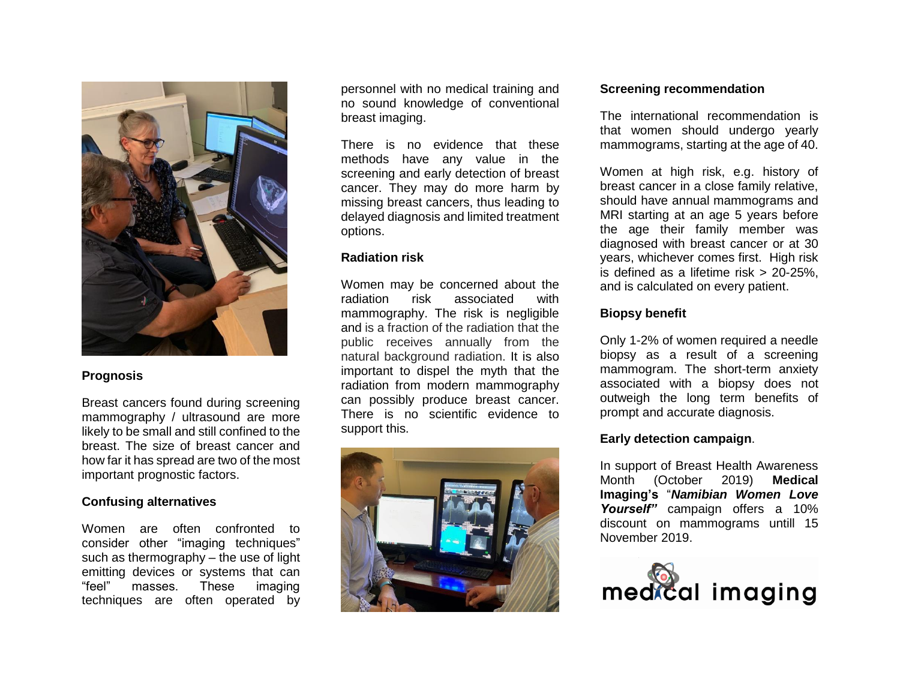## Prognosis

Breast cancers found during screening mammography / ultrasound are more likely to be small and still confined to the breast. The size of breast cancer and how far it has spread are two of the most important prognostic factors.

## Confusing alternatives

Women are often confronted to consider other "imaging techniques" such as thermography – the use of light emitting devices or systems that can "feel" masses. These imaging techniques are often operated by personnel with no medical training and no sound knowledge of conventional breast imaging.

There is no evidence that these methods have any value in the screening and early detection of breast cancer. They may do more harm by missing breast cancers, thus leading to delayed diagnosis and limited treatment options.

## Radiation risk

Women may be concerned about the radiation risk associated with mammography. The risk is negligible and is a fraction of the radiation that the public receives annually from the natural background radiation. It is also important to dispel the myth that the radiation from modern mammography can possibly produce breast cancer. There is no scientific evidence to support this.

## Screening recommendation

The international recommendation is that women should undergo yearly mammograms, starting at the age of 40.

Women at high risk, e.g. history of breast cancer in a close family relative, should have annual mammograms and MRI starting at an age 5 years before the age their family member was diagnosed with breast cancer or at 30 years, whichever comes first. High risk is defined as a lifetime risk > 20-25%, and is calculated on every patient.

## Biopsy benefit

Only 1-2% of women required a needle biopsy as a result of a screening mammogram. The short-term anxiety associated with a biopsy does not outweigh the long term benefits of prompt and accurate diagnosis.

## Early detection campaign.

In support of Breast Health Awareness Month (October 2019) **Medical Imaging's** "***Namibian Women Love Yourself"*** campaign offers a 10% discount on mammograms untill 15 November 2019.

medical imaging